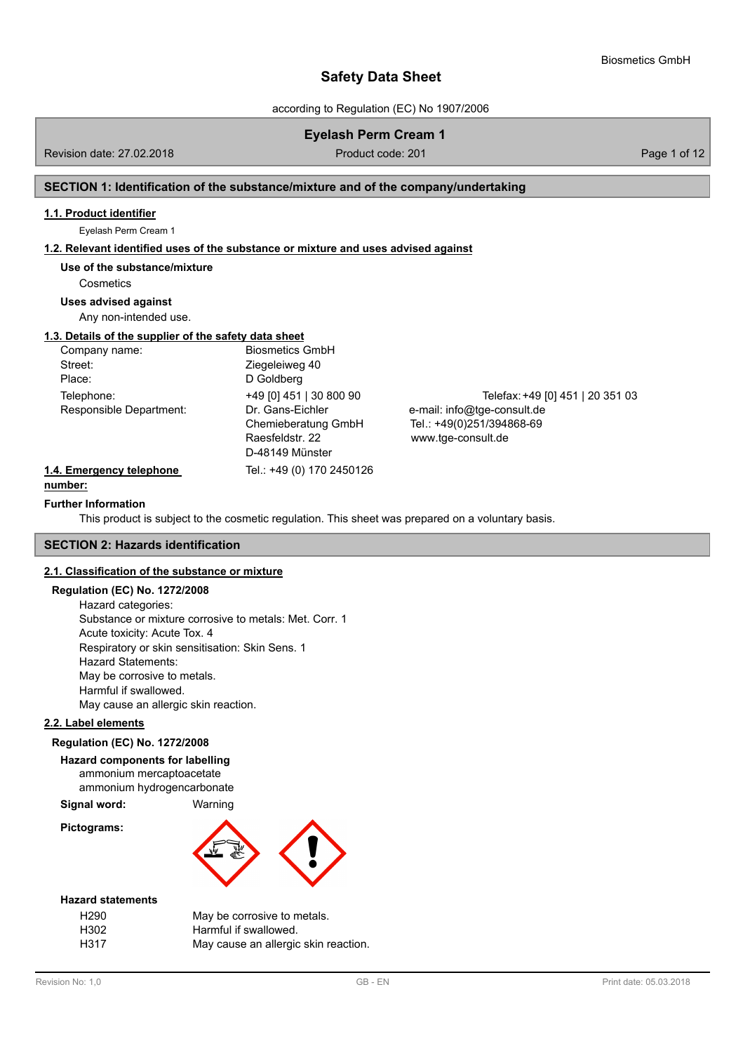# Safety Data Sheet

according to Regulation (EC) No 1907/2006

**Eyelash Perm Cream 1**

Revision date: 27.02.2018 | Product code: 201

## SECTION 1: Identification of the substance/mixture and of the company/undertaking

### 1.1. Product identifier

Eyelash Perm Cream 1

### 1.2. Relevant identified uses of the substance or mixture and uses advised against

**Use of the substance/mixture**

Cosmetics

**Uses advised against**

Any non-intended use.

### 1.3. Details of the supplier of the safety data sheet

| | | |
|---|---|---|
| Company name: | Biosmetics GmbH | |
| Street: | Ziegeleiweg 40 | |
| Place: | D Goldberg | |
| Telephone: | +49 [0] 451 \| 30 800 90 | Telefax: +49 [0] 451 \| 20 351 03 |
| Responsible Department: | Dr. Gans-Eichler Chemieberatung GmbH Raesfeldstr. 22 D-48149 Münster | e-mail: info@tge-consult.de Tel.: +49(0)251/394868-69 www.tge-consult.de |

### 1.4. Emergency telephone number:

Tel.: +49 (0) 170 2450126

**Further Information**

This product is subject to the cosmetic regulation. This sheet was prepared on a voluntary basis.

## SECTION 2: Hazards identification

### 2.1. Classification of the substance or mixture

**Regulation (EC) No. 1272/2008**

Hazard categories:
Substance or mixture corrosive to metals: Met. Corr. 1
Acute toxicity: Acute Tox. 4
Respiratory or skin sensitisation: Skin Sens. 1
Hazard Statements:
May be corrosive to metals.
Harmful if swallowed.
May cause an allergic skin reaction.

### 2.2. Label elements

**Regulation (EC) No. 1272/2008**

**Hazard components for labelling**

ammonium mercaptoacetate
ammonium hydrogencarbonate

**Signal word:** Warning

**Pictograms:**

**Hazard statements**

| | |
|---|---|
| H290 | May be corrosive to metals. |
| H302 | Harmful if swallowed. |
| H317 | May cause an allergic skin reaction. |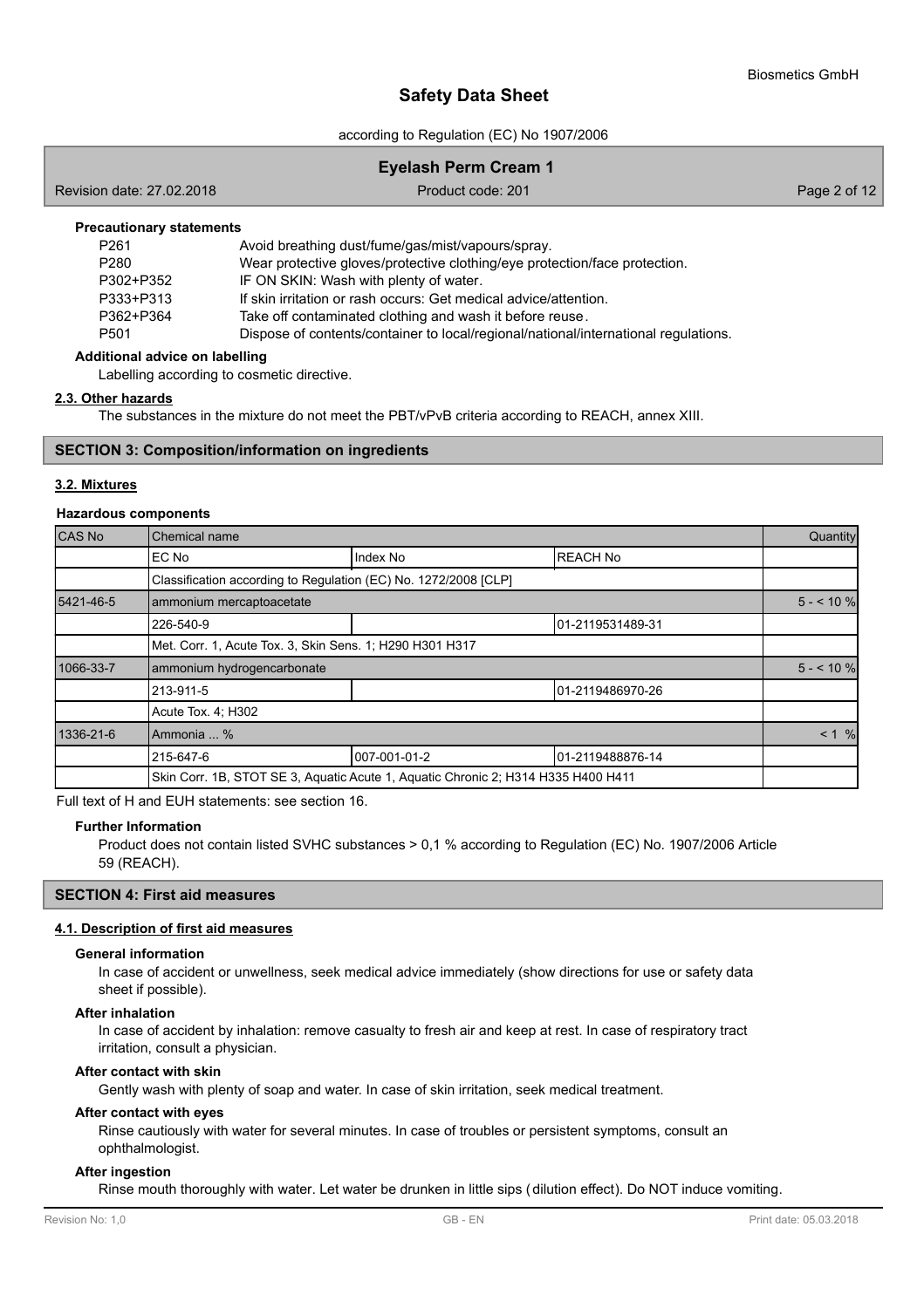**Precautionary statements**

| | |
|---|---|
| P261 | Avoid breathing dust/fume/gas/mist/vapours/spray. |
| P280 | Wear protective gloves/protective clothing/eye protection/face protection. |
| P302+P352 | IF ON SKIN: Wash with plenty of water. |
| P333+P313 | If skin irritation or rash occurs: Get medical advice/attention. |
| P362+P364 | Take off contaminated clothing and wash it before reuse. |
| P501 | Dispose of contents/container to local/regional/national/international regulations. |

**Additional advice on labelling**

Labelling according to cosmetic directive.

### 2.3. Other hazards

The substances in the mixture do not meet the PBT/vPvB criteria according to REACH, annex XIII.

## SECTION 3: Composition/information on ingredients

### 3.2. Mixtures

**Hazardous components**

| CAS No | Chemical name | | | Quantity |
|---|---|---|---|---|
| | EC No | Index No | REACH No | |
| | Classification according to Regulation (EC) No. 1272/2008 [CLP] | | | |
| 5421-46-5 | ammonium mercaptoacetate | | | 5 - < 10 % |
| | 226-540-9 | | 01-2119531489-31 | |
| | Met. Corr. 1, Acute Tox. 3, Skin Sens. 1; H290 H301 H317 | | | |
| 1066-33-7 | ammonium hydrogencarbonate | | | 5 - < 10 % |
| | 213-911-5 | | 01-2119486970-26 | |
| | Acute Tox. 4; H302 | | | |
| 1336-21-6 | Ammonia ... % | | | < 1 % |
| | 215-647-6 | 007-001-01-2 | 01-2119488876-14 | |
| | Skin Corr. 1B, STOT SE 3, Aquatic Acute 1, Aquatic Chronic 2; H314 H335 H400 H411 | | | |

Full text of H and EUH statements: see section 16.

**Further Information**

Product does not contain listed SVHC substances > 0,1 % according to Regulation (EC) No. 1907/2006 Article 59 (REACH).

## SECTION 4: First aid measures

### 4.1. Description of first aid measures

**General information**

In case of accident or unwellness, seek medical advice immediately (show directions for use or safety data sheet if possible).

**After inhalation**

In case of accident by inhalation: remove casualty to fresh air and keep at rest. In case of respiratory tract irritation, consult a physician.

**After contact with skin**

Gently wash with plenty of soap and water. In case of skin irritation, seek medical treatment.

**After contact with eyes**

Rinse cautiously with water for several minutes. In case of troubles or persistent symptoms, consult an ophthalmologist.

**After ingestion**

Rinse mouth thoroughly with water. Let water be drunken in little sips (dilution effect). Do NOT induce vomiting.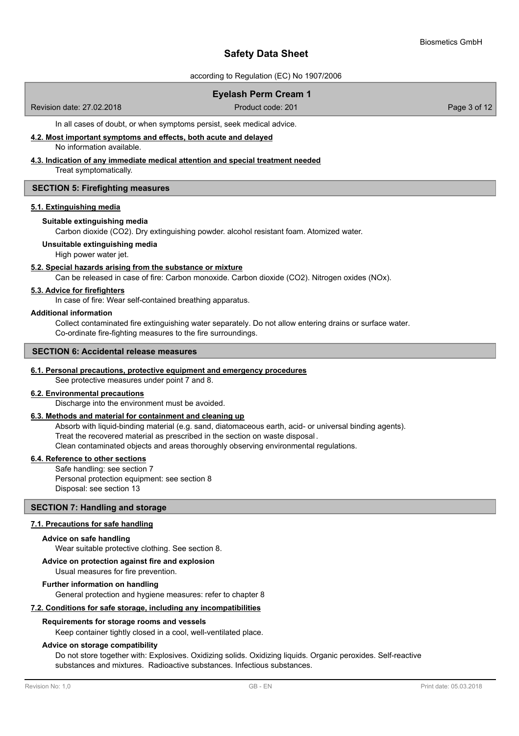In all cases of doubt, or when symptoms persist, seek medical advice.

### 4.2. Most important symptoms and effects, both acute and delayed

No information available.

### 4.3. Indication of any immediate medical attention and special treatment needed

Treat symptomatically.

## SECTION 5: Firefighting measures

### 5.1. Extinguishing media

**Suitable extinguishing media**

Carbon dioxide ($CO_2$). Dry extinguishing powder. alcohol resistant foam. Atomized water.

**Unsuitable extinguishing media**

High power water jet.

### 5.2. Special hazards arising from the substance or mixture

Can be released in case of fire: Carbon monoxide. Carbon dioxide ($CO_2$). Nitrogen oxides ($NO_x$).

### 5.3. Advice for firefighters

In case of fire: Wear self-contained breathing apparatus.

**Additional information**

Collect contaminated fire extinguishing water separately. Do not allow entering drains or surface water.
Co-ordinate fire-fighting measures to the fire surroundings.

## SECTION 6: Accidental release measures

### 6.1. Personal precautions, protective equipment and emergency procedures

See protective measures under point 7 and 8.

### 6.2. Environmental precautions

Discharge into the environment must be avoided.

### 6.3. Methods and material for containment and cleaning up

Absorb with liquid-binding material (e.g. sand, diatomaceous earth, acid- or universal binding agents).
Treat the recovered material as prescribed in the section on waste disposal.
Clean contaminated objects and areas thoroughly observing environmental regulations.

### 6.4. Reference to other sections

Safe handling: see section 7
Personal protection equipment: see section 8
Disposal: see section 13

## SECTION 7: Handling and storage

### 7.1. Precautions for safe handling

**Advice on safe handling**

Wear suitable protective clothing. See section 8.

**Advice on protection against fire and explosion**

Usual measures for fire prevention.

**Further information on handling**

General protection and hygiene measures: refer to chapter 8

### 7.2. Conditions for safe storage, including any incompatibilities

**Requirements for storage rooms and vessels**

Keep container tightly closed in a cool, well-ventilated place.

**Advice on storage compatibility**

Do not store together with: Explosives. Oxidizing solids. Oxidizing liquids. Organic peroxides. Self-reactive substances and mixtures. Radioactive substances. Infectious substances.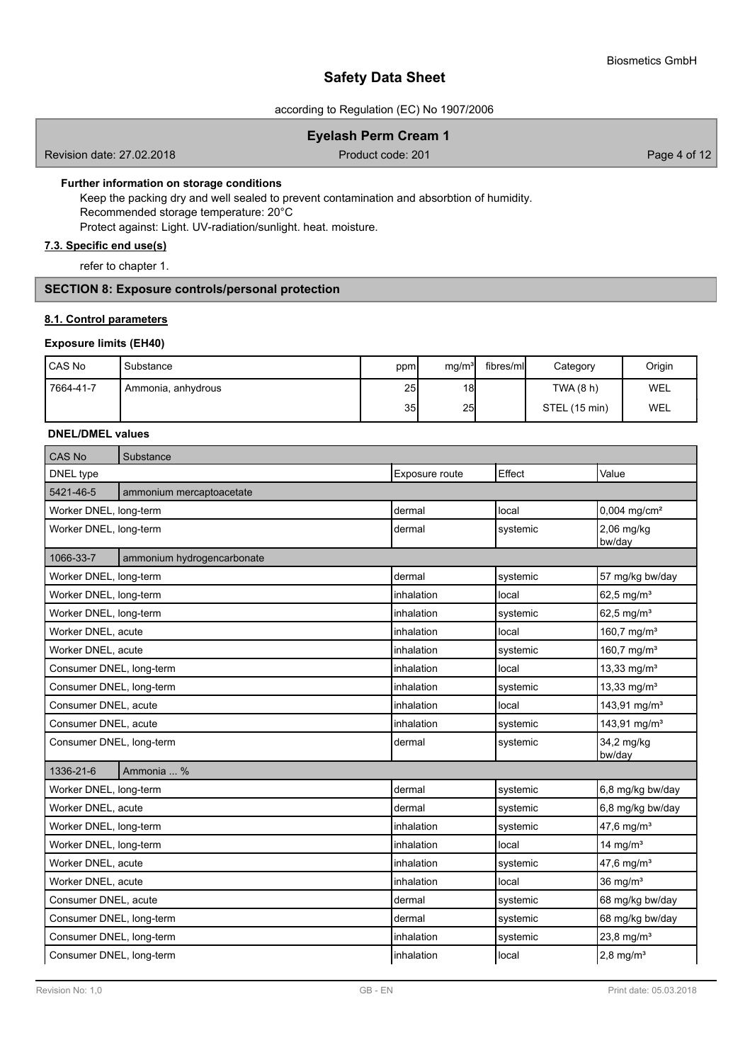**Further information on storage conditions**

Keep the packing dry and well sealed to prevent contamination and absorbtion of humidity.
Recommended storage temperature: 20°C
Protect against: Light. UV-radiation/sunlight. heat. moisture.

**7.3. Specific end use(s)**

refer to chapter 1.

## SECTION 8: Exposure controls/personal protection

**8.1. Control parameters**

**Exposure limits (EH40)**

| CAS No | Substance | ppm | mg/m³ | fibres/ml | Category | Origin |
|---|---|---|---|---|---|---|
| 7664-41-7 | Ammonia, anhydrous | 25 | 18 | | TWA (8 h) | WEL |
| | | 35 | 25 | | STEL (15 min) | WEL |

**DNEL/DMEL values**

| CAS No / DNEL type | Substance / Exposure route | Effect | Value |
|---|---|---|---|
| **5421-46-5** | **ammonium mercaptoacetate** | | |
| Worker DNEL, long-term | dermal | local | 0,004 mg/cm² |
| Worker DNEL, long-term | dermal | systemic | 2,06 mg/kg bw/day |
| **1066-33-7** | **ammonium hydrogencarbonate** | | |
| Worker DNEL, long-term | dermal | systemic | 57 mg/kg bw/day |
| Worker DNEL, long-term | inhalation | local | 62,5 mg/m³ |
| Worker DNEL, long-term | inhalation | systemic | 62,5 mg/m³ |
| Worker DNEL, acute | inhalation | local | 160,7 mg/m³ |
| Worker DNEL, acute | inhalation | systemic | 160,7 mg/m³ |
| Consumer DNEL, long-term | inhalation | local | 13,33 mg/m³ |
| Consumer DNEL, long-term | inhalation | systemic | 13,33 mg/m³ |
| Consumer DNEL, acute | inhalation | local | 143,91 mg/m³ |
| Consumer DNEL, acute | inhalation | systemic | 143,91 mg/m³ |
| Consumer DNEL, long-term | dermal | systemic | 34,2 mg/kg bw/day |
| **1336-21-6** | **Ammonia ... %** | | |
| Worker DNEL, long-term | dermal | systemic | 6,8 mg/kg bw/day |
| Worker DNEL, acute | dermal | systemic | 6,8 mg/kg bw/day |
| Worker DNEL, long-term | inhalation | systemic | 47,6 mg/m³ |
| Worker DNEL, long-term | inhalation | local | 14 mg/m³ |
| Worker DNEL, acute | inhalation | systemic | 47,6 mg/m³ |
| Worker DNEL, acute | inhalation | local | 36 mg/m³ |
| Consumer DNEL, acute | dermal | systemic | 68 mg/kg bw/day |
| Consumer DNEL, long-term | dermal | systemic | 68 mg/kg bw/day |
| Consumer DNEL, long-term | inhalation | systemic | 23,8 mg/m³ |
| Consumer DNEL, long-term | inhalation | local | 2,8 mg/m³ |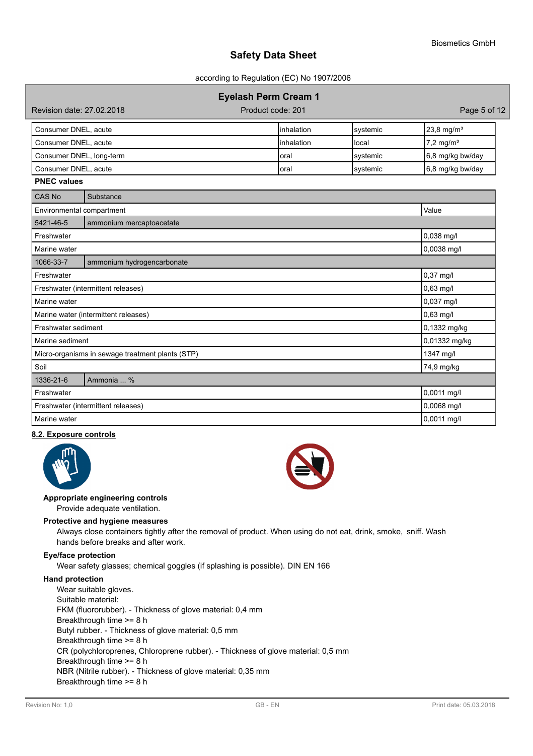| | | | |
|---|---|---|---|
| Consumer DNEL, acute | inhalation | systemic | 23,8 mg/m³ |
| Consumer DNEL, acute | inhalation | local | 7,2 mg/m³ |
| Consumer DNEL, long-term | oral | systemic | 6,8 mg/kg bw/day |
| Consumer DNEL, acute | oral | systemic | 6,8 mg/kg bw/day |

**PNEC values**

| CAS No | Substance | |
|---|---|---|
| Environmental compartment | | Value |
| 5421-46-5 | ammonium mercaptoacetate | |
| Freshwater | | 0,038 mg/l |
| Marine water | | 0,0038 mg/l |
| 1066-33-7 | ammonium hydrogencarbonate | |
| Freshwater | | 0,37 mg/l |
| Freshwater (intermittent releases) | | 0,63 mg/l |
| Marine water | | 0,037 mg/l |
| Marine water (intermittent releases) | | 0,63 mg/l |
| Freshwater sediment | | 0,1332 mg/kg |
| Marine sediment | | 0,01332 mg/kg |
| Micro-organisms in sewage treatment plants (STP) | | 1347 mg/l |
| Soil | | 74,9 mg/kg |
| 1336-21-6 | Ammonia ... % | |
| Freshwater | | 0,0011 mg/l |
| Freshwater (intermittent releases) | | 0,0068 mg/l |
| Marine water | | 0,0011 mg/l |

## 8.2. Exposure controls

**Appropriate engineering controls**

Provide adequate ventilation.

**Protective and hygiene measures**

Always close containers tightly after the removal of product. When using do not eat, drink, smoke, sniff. Wash hands before breaks and after work.

**Eye/face protection**

Wear safety glasses; chemical goggles (if splashing is possible). DIN EN 166

**Hand protection**

Wear suitable gloves.
Suitable material:
FKM (fluororubber). - Thickness of glove material: 0,4 mm
Breakthrough time >= 8 h
Butyl rubber. - Thickness of glove material: 0,5 mm
Breakthrough time >= 8 h
CR (polychloroprenes, Chloroprene rubber). - Thickness of glove material: 0,5 mm
Breakthrough time >= 8 h
NBR (Nitrile rubber). - Thickness of glove material: 0,35 mm
Breakthrough time >= 8 h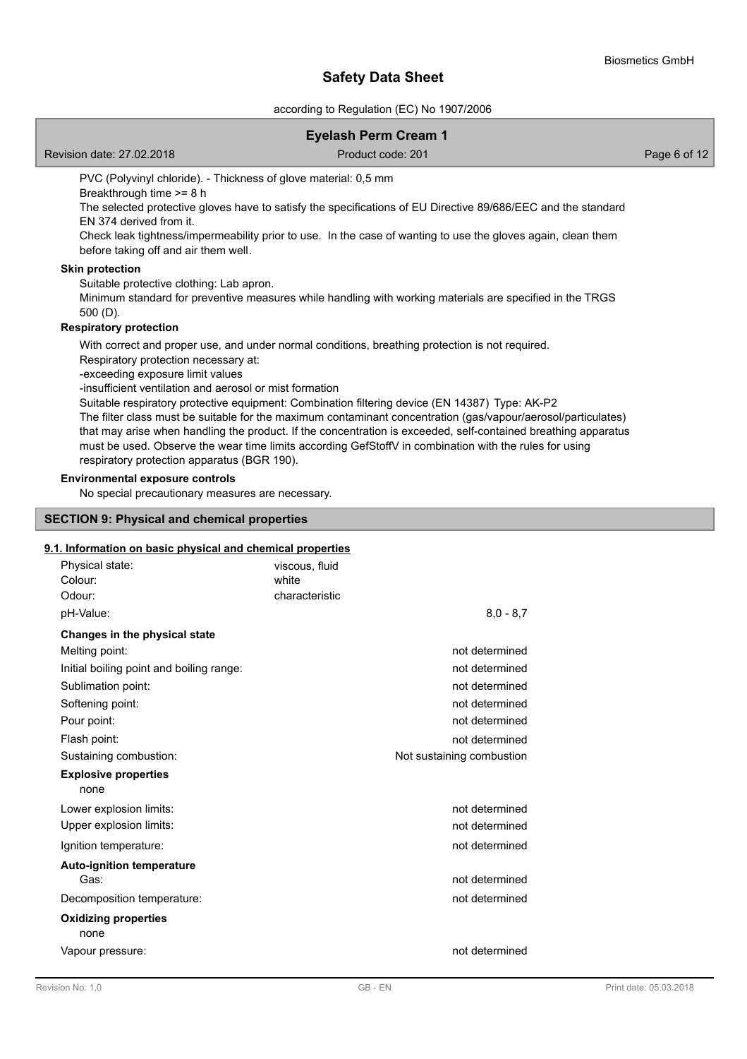PVC (Polyvinyl chloride). - Thickness of glove material: 0,5 mm

Breakthrough time >= 8 h

The selected protective gloves have to satisfy the specifications of EU Directive 89/686/EEC and the standard EN 374 derived from it.

Check leak tightness/impermeability prior to use. In the case of wanting to use the gloves again, clean them before taking off and air them well.

**Skin protection**

Suitable protective clothing: Lab apron.

Minimum standard for preventive measures while handling with working materials are specified in the TRGS 500 (D).

**Respiratory protection**

With correct and proper use, and under normal conditions, breathing protection is not required.

Respiratory protection necessary at:

-exceeding exposure limit values

-insufficient ventilation and aerosol or mist formation

Suitable respiratory protective equipment: Combination filtering device (EN 14387) Type: AK-P2

The filter class must be suitable for the maximum contaminant concentration (gas/vapour/aerosol/particulates) that may arise when handling the product. If the concentration is exceeded, self-contained breathing apparatus must be used. Observe the wear time limits according GefStoffV in combination with the rules for using respiratory protection apparatus (BGR 190).

**Environmental exposure controls**

No special precautionary measures are necessary.

## SECTION 9: Physical and chemical properties

### 9.1. Information on basic physical and chemical properties

| | | |
|---|---|---|
| Physical state: | viscous, fluid | |
| Colour: | white | |
| Odour: | characteristic | |
| pH-Value: | | 8,0 - 8,7 |
| **Changes in the physical state** | | |
| Melting point: | | not determined |
| Initial boiling point and boiling range: | | not determined |
| Sublimation point: | | not determined |
| Softening point: | | not determined |
| Pour point: | | not determined |
| Flash point: | | not determined |
| Sustaining combustion: | | Not sustaining combustion |
| **Explosive properties** | | |
| none | | |
| Lower explosion limits: | | not determined |
| Upper explosion limits: | | not determined |
| Ignition temperature: | | not determined |
| **Auto-ignition temperature** | | |
| Gas: | | not determined |
| Decomposition temperature: | | not determined |
| **Oxidizing properties** | | |
| none | | |
| Vapour pressure: | | not determined |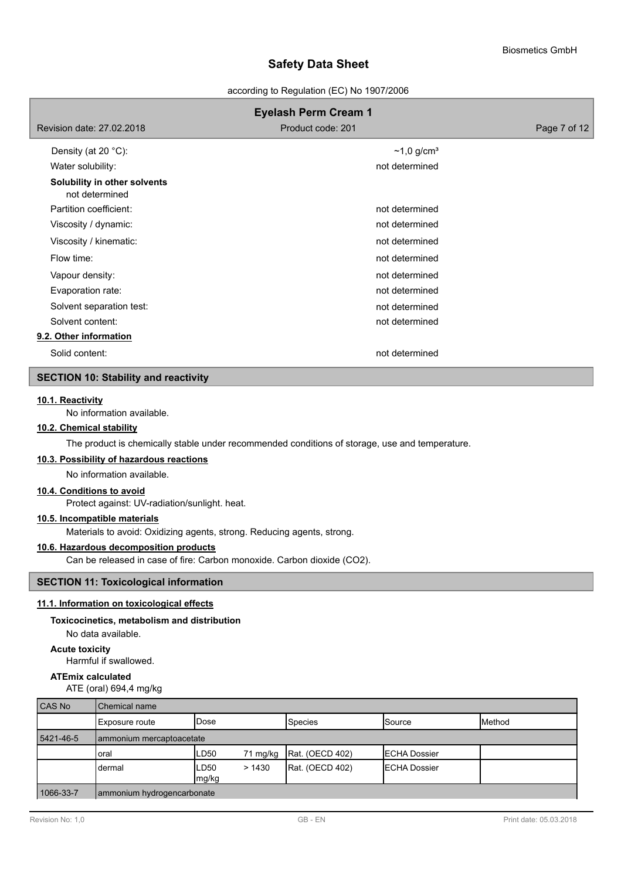| | |
|---|---|
| Density (at 20 °C): | ~1,0 g/cm³ |
| Water solubility: | not determined |

**Solubility in other solvents**
not determined

| | |
|---|---|
| Partition coefficient: | not determined |
| Viscosity / dynamic: | not determined |
| Viscosity / kinematic: | not determined |
| Flow time: | not determined |
| Vapour density: | not determined |
| Evaporation rate: | not determined |
| Solvent separation test: | not determined |
| Solvent content: | not determined |

**9.2. Other information**

| | |
|---|---|
| Solid content: | not determined |

## SECTION 10: Stability and reactivity

**10.1. Reactivity**

No information available.

**10.2. Chemical stability**

The product is chemically stable under recommended conditions of storage, use and temperature.

**10.3. Possibility of hazardous reactions**

No information available.

**10.4. Conditions to avoid**

Protect against: UV-radiation/sunlight. heat.

**10.5. Incompatible materials**

Materials to avoid: Oxidizing agents, strong. Reducing agents, strong.

**10.6. Hazardous decomposition products**

Can be released in case of fire: Carbon monoxide. Carbon dioxide ($CO_2$).

## SECTION 11: Toxicological information

**11.1. Information on toxicological effects**

**Toxicocinetics, metabolism and distribution**

No data available.

**Acute toxicity**

Harmful if swallowed.

**ATEmix calculated**

ATE (oral) 694,4 mg/kg

| CAS No | Chemical name | | | | | |
|---|---|---|---|---|---|---|
| | Exposure route | Dose | | Species | Source | Method |
| 5421-46-5 | ammonium mercaptoacetate | | | | | |
| | oral | LD50 | 71 mg/kg | Rat. (OECD 402) | ECHA Dossier | |
| | dermal | LD50 mg/kg | > 1430 | Rat. (OECD 402) | ECHA Dossier | |
| 1066-33-7 | ammonium hydrogencarbonate | | | | | |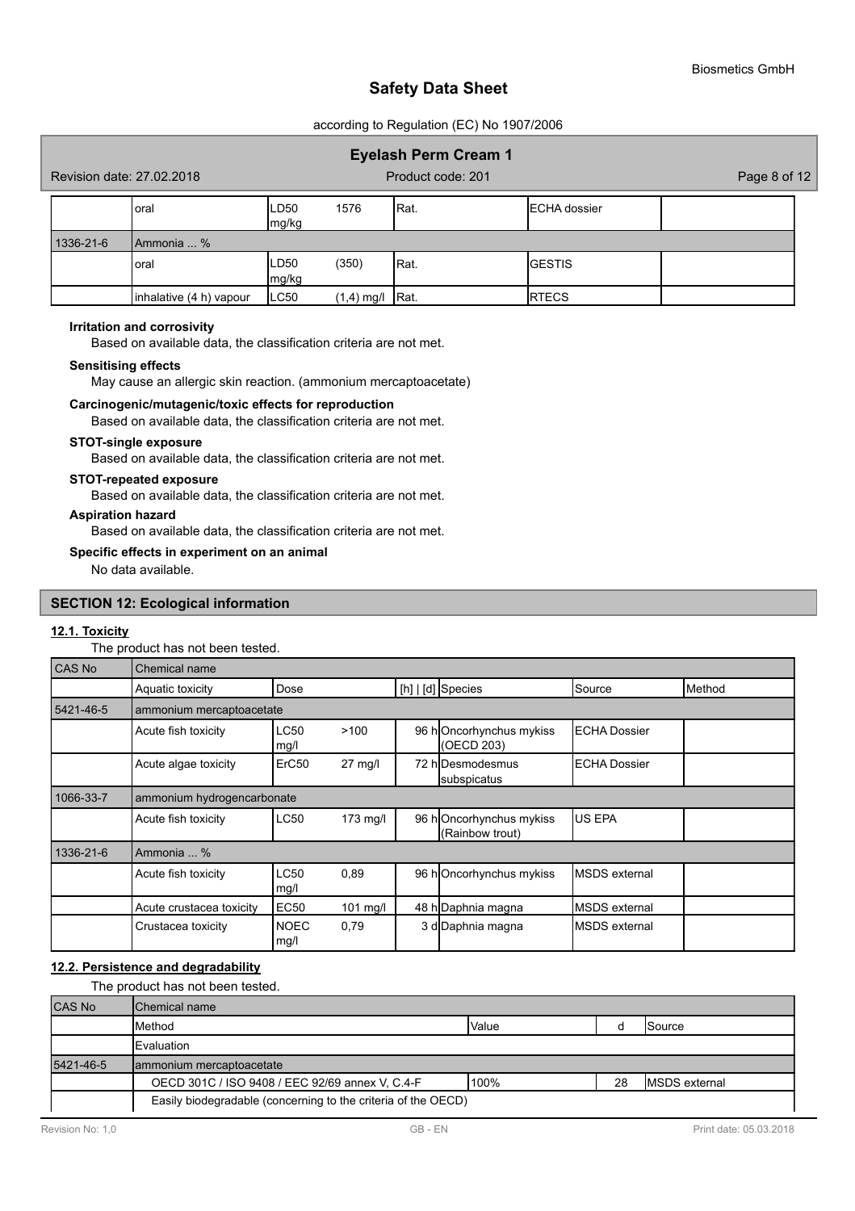| | oral | LD50 mg/kg | 1576 | Rat. | ECHA dossier | |
|---|---|---|---|---|---|---|
| 1336-21-6 | Ammonia ... % | | | | | |
| | oral | LD50 mg/kg | (350) | Rat. | GESTIS | |
| | inhalative (4 h) vapour | LC50 | (1,4) mg/l | Rat. | RTECS | |

**Irritation and corrosivity**

Based on available data, the classification criteria are not met.

**Sensitising effects**

May cause an allergic skin reaction. (ammonium mercaptoacetate)

**Carcinogenic/mutagenic/toxic effects for reproduction**

Based on available data, the classification criteria are not met.

**STOT-single exposure**

Based on available data, the classification criteria are not met.

**STOT-repeated exposure**

Based on available data, the classification criteria are not met.

**Aspiration hazard**

Based on available data, the classification criteria are not met.

**Specific effects in experiment on an animal**

No data available.

## SECTION 12: Ecological information

### 12.1. Toxicity

The product has not been tested.

| CAS No | Chemical name | | | | | | |
|---|---|---|---|---|---|---|---|
| | Aquatic toxicity | Dose | | [h] \| [d] | Species | Source | Method |
| 5421-46-5 | ammonium mercaptoacetate | | | | | | |
| | Acute fish toxicity | LC50 mg/l | >100 | 96 h | Oncorhynchus mykiss (OECD 203) | ECHA Dossier | |
| | Acute algae toxicity | ErC50 | 27 mg/l | 72 h | Desmodesmus subspicatus | ECHA Dossier | |
| 1066-33-7 | ammonium hydrogencarbonate | | | | | | |
| | Acute fish toxicity | LC50 | 173 mg/l | 96 h | Oncorhynchus mykiss (Rainbow trout) | US EPA | |
| 1336-21-6 | Ammonia ... % | | | | | | |
| | Acute fish toxicity | LC50 mg/l | 0,89 | 96 h | Oncorhynchus mykiss | MSDS external | |
| | Acute crustacea toxicity | EC50 | 101 mg/l | 48 h | Daphnia magna | MSDS external | |
| | Crustacea toxicity | NOEC mg/l | 0,79 | 3 d | Daphnia magna | MSDS external | |

### 12.2. Persistence and degradability

The product has not been tested.

| CAS No | Chemical name | | | |
|---|---|---|---|---|
| | Method | Value | d | Source |
| | Evaluation | | | |
| 5421-46-5 | ammonium mercaptoacetate | | | |
| | OECD 301C / ISO 9408 / EEC 92/69 annex V, C.4-F | 100% | 28 | MSDS external |
| | Easily biodegradable (concerning to the criteria of the OECD) | | | |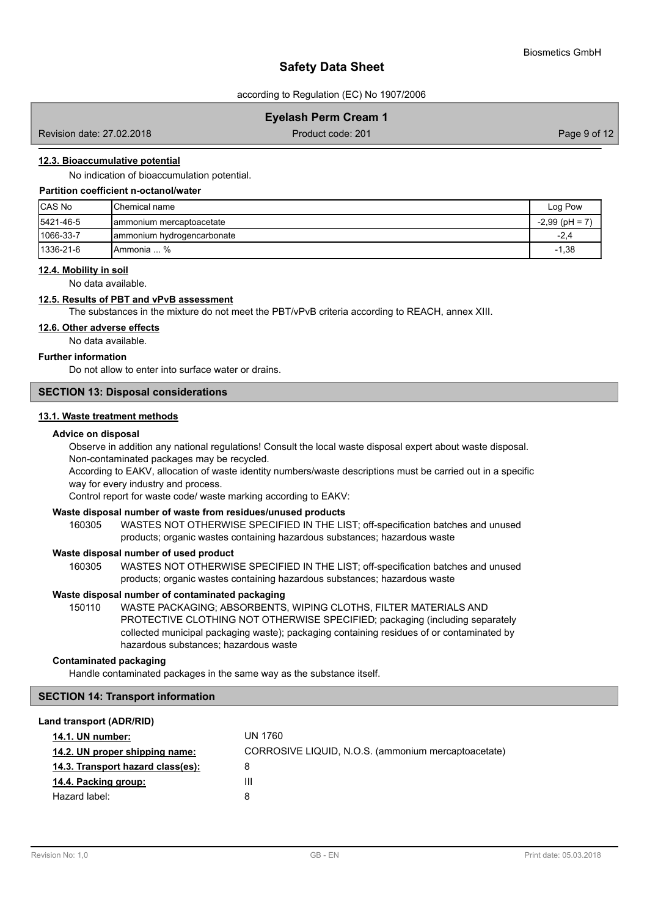#### 12.3. Bioaccumulative potential

No indication of bioaccumulation potential.

**Partition coefficient n-octanol/water**

| CAS No | Chemical name | Log Pow |
|---|---|---|
| 5421-46-5 | ammonium mercaptoacetate | -2,99 (pH = 7) |
| 1066-33-7 | ammonium hydrogencarbonate | -2,4 |
| 1336-21-6 | Ammonia ... % | -1,38 |

#### 12.4. Mobility in soil

No data available.

#### 12.5. Results of PBT and vPvB assessment

The substances in the mixture do not meet the PBT/vPvB criteria according to REACH, annex XIII.

#### 12.6. Other adverse effects

No data available.

**Further information**

Do not allow to enter into surface water or drains.

## SECTION 13: Disposal considerations

#### 13.1. Waste treatment methods

**Advice on disposal**

Observe in addition any national regulations! Consult the local waste disposal expert about waste disposal.
Non-contaminated packages may be recycled.
According to EAKV, allocation of waste identity numbers/waste descriptions must be carried out in a specific way for every industry and process.
Control report for waste code/ waste marking according to EAKV:

**Waste disposal number of waste from residues/unused products**

160305 WASTES NOT OTHERWISE SPECIFIED IN THE LIST; off-specification batches and unused products; organic wastes containing hazardous substances; hazardous waste

**Waste disposal number of used product**

160305 WASTES NOT OTHERWISE SPECIFIED IN THE LIST; off-specification batches and unused products; organic wastes containing hazardous substances; hazardous waste

**Waste disposal number of contaminated packaging**

150110 WASTE PACKAGING; ABSORBENTS, WIPING CLOTHS, FILTER MATERIALS AND PROTECTIVE CLOTHING NOT OTHERWISE SPECIFIED; packaging (including separately collected municipal packaging waste); packaging containing residues of or contaminated by hazardous substances; hazardous waste

**Contaminated packaging**

Handle contaminated packages in the same way as the substance itself.

## SECTION 14: Transport information

**Land transport (ADR/RID)**

**14.1. UN number:** UN 1760

**14.2. UN proper shipping name:** CORROSIVE LIQUID, N.O.S. (ammonium mercaptoacetate)

**14.3. Transport hazard class(es):** 8

**14.4. Packing group:** III

Hazard label: 8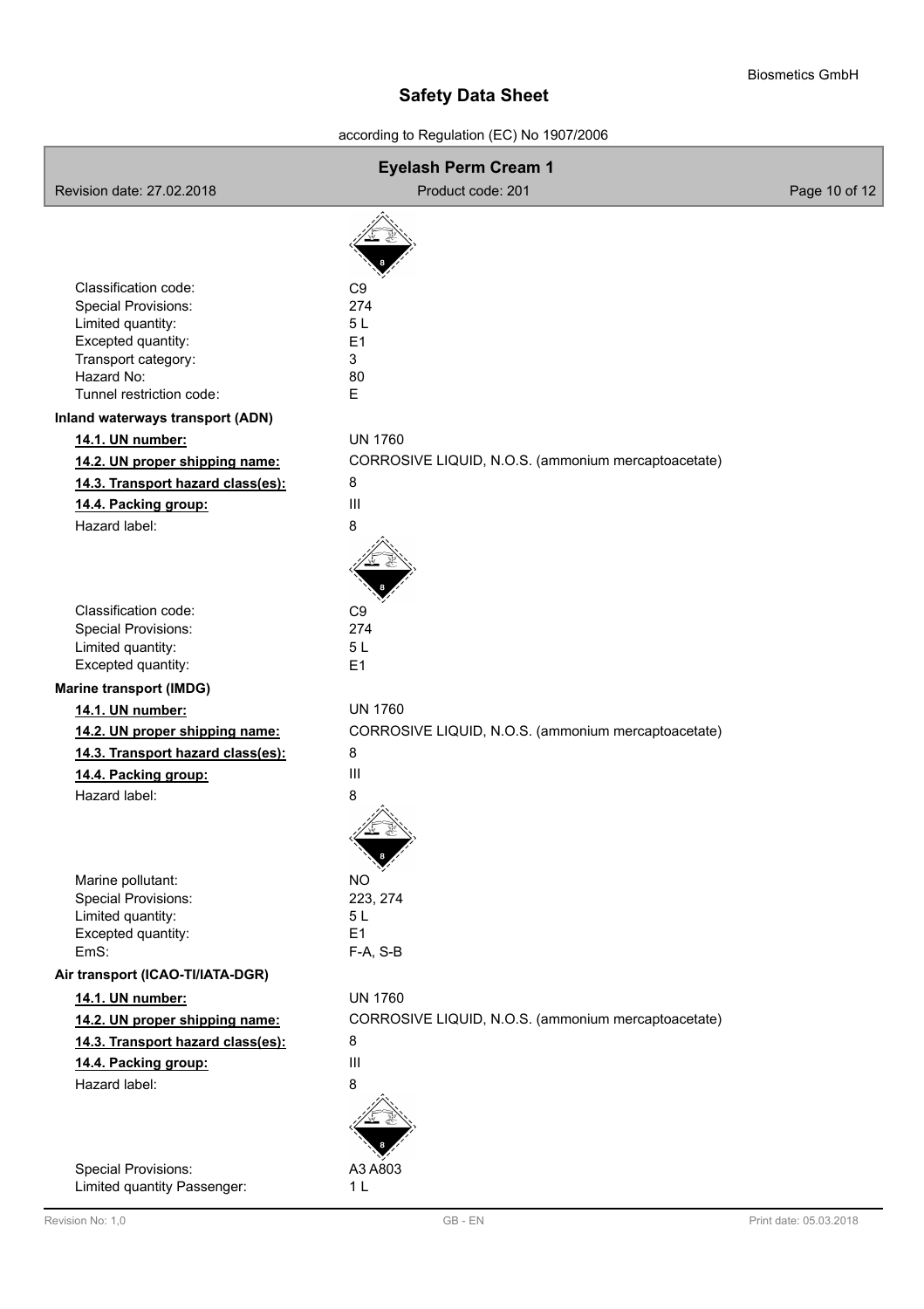| | |
|---|---|
| Classification code: | C9 |
| Special Provisions: | 274 |
| Limited quantity: | 5 L |
| Excepted quantity: | E1 |
| Transport category: | 3 |
| Hazard No: | 80 |
| Tunnel restriction code: | E |

**Inland waterways transport (ADN)**

| | |
|---|---|
| **14.1. UN number:** | UN 1760 |
| **14.2. UN proper shipping name:** | CORROSIVE LIQUID, N.O.S. (ammonium mercaptoacetate) |
| **14.3. Transport hazard class(es):** | 8 |
| **14.4. Packing group:** | III |
| Hazard label: | 8 |
| Classification code: | C9 |
| Special Provisions: | 274 |
| Limited quantity: | 5 L |
| Excepted quantity: | E1 |

**Marine transport (IMDG)**

| | |
|---|---|
| **14.1. UN number:** | UN 1760 |
| **14.2. UN proper shipping name:** | CORROSIVE LIQUID, N.O.S. (ammonium mercaptoacetate) |
| **14.3. Transport hazard class(es):** | 8 |
| **14.4. Packing group:** | III |
| Hazard label: | 8 |
| Marine pollutant: | NO |
| Special Provisions: | 223, 274 |
| Limited quantity: | 5 L |
| Excepted quantity: | E1 |
| EmS: | F-A, S-B |

**Air transport (ICAO-TI/IATA-DGR)**

| | |
|---|---|
| **14.1. UN number:** | UN 1760 |
| **14.2. UN proper shipping name:** | CORROSIVE LIQUID, N.O.S. (ammonium mercaptoacetate) |
| **14.3. Transport hazard class(es):** | 8 |
| **14.4. Packing group:** | III |
| Hazard label: | 8 |
| Special Provisions: | A3 A803 |
| Limited quantity Passenger: | 1 L |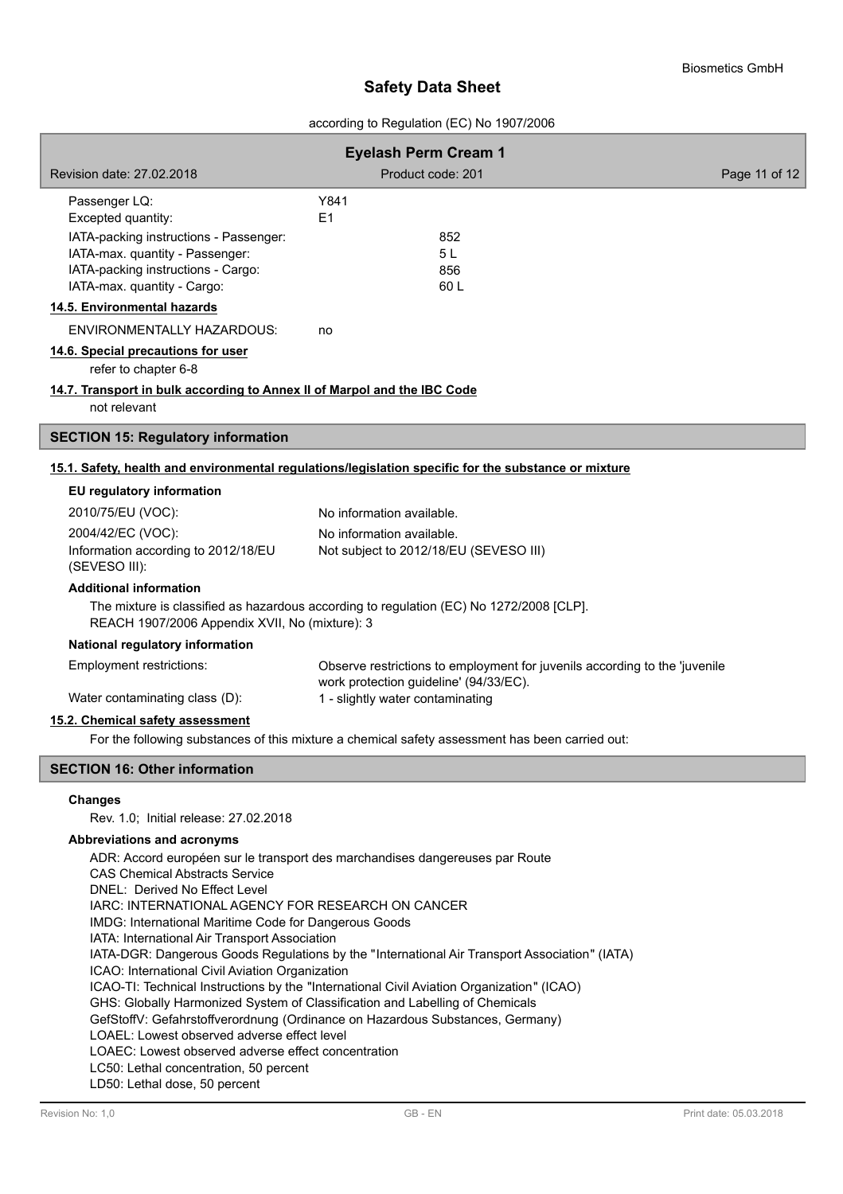| | |
|---|---|
| Passenger LQ: | Y841 |
| Excepted quantity: | E1 |
| IATA-packing instructions - Passenger: | 852 |
| IATA-max. quantity - Passenger: | 5 L |
| IATA-packing instructions - Cargo: | 856 |
| IATA-max. quantity - Cargo: | 60 L |

### 14.5. Environmental hazards

ENVIRONMENTALLY HAZARDOUS: no

### 14.6. Special precautions for user

refer to chapter 6-8

### 14.7. Transport in bulk according to Annex II of Marpol and the IBC Code

not relevant

## SECTION 15: Regulatory information

### 15.1. Safety, health and environmental regulations/legislation specific for the substance or mixture

#### EU regulatory information

| | |
|---|---|
| 2010/75/EU (VOC): | No information available. |
| 2004/42/EC (VOC): | No information available. |
| Information according to 2012/18/EU (SEVESO III): | Not subject to 2012/18/EU (SEVESO III) |

#### Additional information

The mixture is classified as hazardous according to regulation (EC) No 1272/2008 [CLP].
REACH 1907/2006 Appendix XVII, No (mixture): 3

#### National regulatory information

| | |
|---|---|
| Employment restrictions: | Observe restrictions to employment for juvenils according to the 'juvenile work protection guideline' (94/33/EC). |
| Water contaminating class (D): | 1 - slightly water contaminating |

### 15.2. Chemical safety assessment

For the following substances of this mixture a chemical safety assessment has been carried out:

## SECTION 16: Other information

#### Changes

Rev. 1.0; Initial release: 27.02.2018

#### Abbreviations and acronyms

ADR: Accord européen sur le transport des marchandises dangereuses par Route
CAS Chemical Abstracts Service
DNEL: Derived No Effect Level
IARC: INTERNATIONAL AGENCY FOR RESEARCH ON CANCER
IMDG: International Maritime Code for Dangerous Goods
IATA: International Air Transport Association
IATA-DGR: Dangerous Goods Regulations by the "International Air Transport Association" (IATA)
ICAO: International Civil Aviation Organization
ICAO-TI: Technical Instructions by the "International Civil Aviation Organization" (ICAO)
GHS: Globally Harmonized System of Classification and Labelling of Chemicals
GefStoffV: Gefahrstoffverordnung (Ordinance on Hazardous Substances, Germany)
LOAEL: Lowest observed adverse effect level
LOAEC: Lowest observed adverse effect concentration
LC50: Lethal concentration, 50 percent
LD50: Lethal dose, 50 percent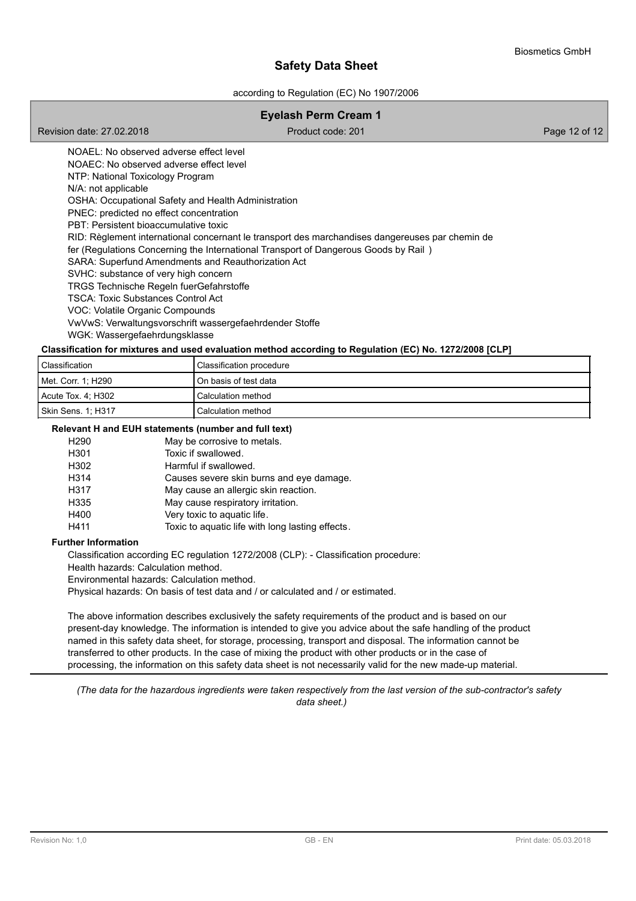NOAEL: No observed adverse effect level
NOAEC: No observed adverse effect level
NTP: National Toxicology Program
N/A: not applicable
OSHA: Occupational Safety and Health Administration
PNEC: predicted no effect concentration
PBT: Persistent bioaccumulative toxic
RID: Règlement international concernant le transport des marchandises dangereuses par chemin de fer (Regulations Concerning the International Transport of Dangerous Goods by Rail )
SARA: Superfund Amendments and Reauthorization Act
SVHC: substance of very high concern
TRGS Technische Regeln fuerGefahrstoffe
TSCA: Toxic Substances Control Act
VOC: Volatile Organic Compounds
VwVwS: Verwaltungsvorschrift wassergefaehrdender Stoffe
WGK: Wassergefaehrdungsklasse

**Classification for mixtures and used evaluation method according to Regulation (EC) No. 1272/2008 [CLP]**

| Classification | Classification procedure |
|---|---|
| Met. Corr. 1; H290 | On basis of test data |
| Acute Tox. 4; H302 | Calculation method |
| Skin Sens. 1; H317 | Calculation method |

**Relevant H and EUH statements (number and full text)**

| | |
|---|---|
| H290 | May be corrosive to metals. |
| H301 | Toxic if swallowed. |
| H302 | Harmful if swallowed. |
| H314 | Causes severe skin burns and eye damage. |
| H317 | May cause an allergic skin reaction. |
| H335 | May cause respiratory irritation. |
| H400 | Very toxic to aquatic life. |
| H411 | Toxic to aquatic life with long lasting effects. |

**Further Information**

Classification according EC regulation 1272/2008 (CLP): - Classification procedure:
Health hazards: Calculation method.
Environmental hazards: Calculation method.
Physical hazards: On basis of test data and / or calculated and / or estimated.

The above information describes exclusively the safety requirements of the product and is based on our present-day knowledge. The information is intended to give you advice about the safe handling of the product named in this safety data sheet, for storage, processing, transport and disposal. The information cannot be transferred to other products. In the case of mixing the product with other products or in the case of processing, the information on this safety data sheet is not necessarily valid for the new made-up material.

*(The data for the hazardous ingredients were taken respectively from the last version of the sub-contractor's safety data sheet.)*